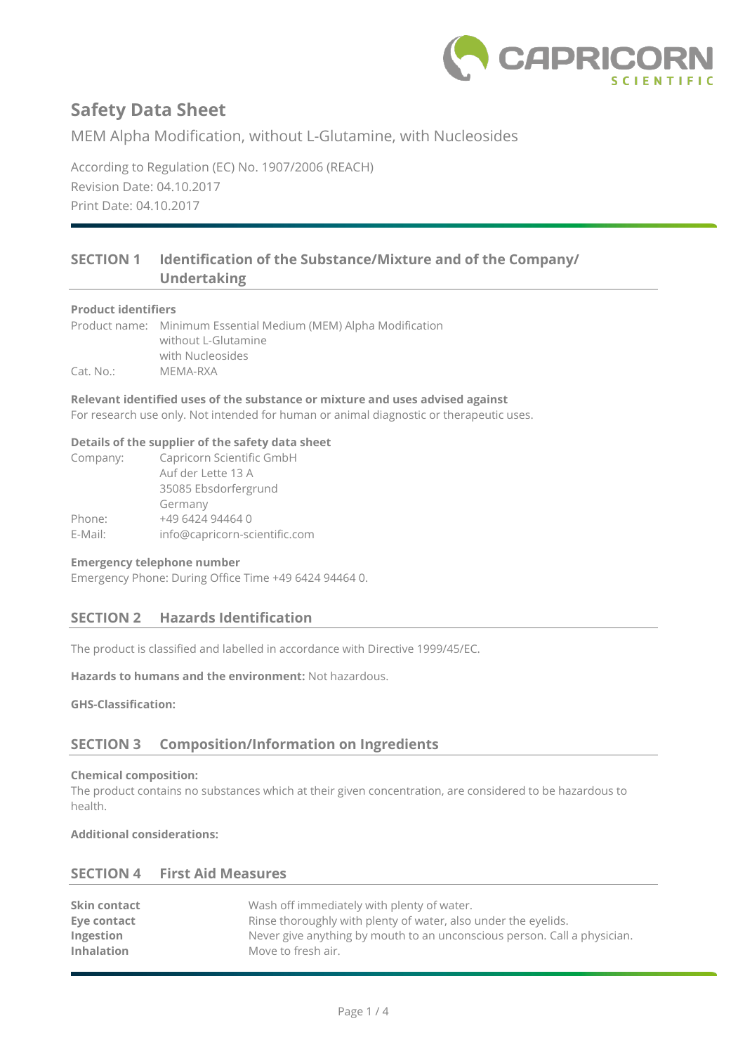# Safety Data Sheet

MEM Alpha Modification, without L-Glutamine, with Nucleosides

According to Regulation (EC) No. 1907/2006 (REACH)
Revision Date: 04.10.2017
Print Date: 04.10.2017

## SECTION 1 Identification of the Substance/Mixture and of the Company/ Undertaking

**Product identifiers**

Product name: Minimum Essential Medium (MEM) Alpha Modification
without L-Glutamine
with Nucleosides
Cat. No.: MEMA-RXA

**Relevant identified uses of the substance or mixture and uses advised against**
For research use only. Not intended for human or animal diagnostic or therapeutic uses.

**Details of the supplier of the safety data sheet**

Company: Capricorn Scientific GmbH
Auf der Lette 13 A
35085 Ebsdorfergrund
Germany
Phone: +49 6424 94464 0
E-Mail: info@capricorn-scientific.com

**Emergency telephone number**
Emergency Phone: During Office Time +49 6424 94464 0.

## SECTION 2 Hazards Identification

The product is classified and labelled in accordance with Directive 1999/45/EC.

**Hazards to humans and the environment:** Not hazardous.

**GHS-Classification:**

## SECTION 3 Composition/Information on Ingredients

**Chemical composition:**
The product contains no substances which at their given concentration, are considered to be hazardous to health.

**Additional considerations:**

## SECTION 4 First Aid Measures

**Skin contact** Wash off immediately with plenty of water.
**Eye contact** Rinse thoroughly with plenty of water, also under the eyelids.
**Ingestion** Never give anything by mouth to an unconscious person. Call a physician.
**Inhalation** Move to fresh air.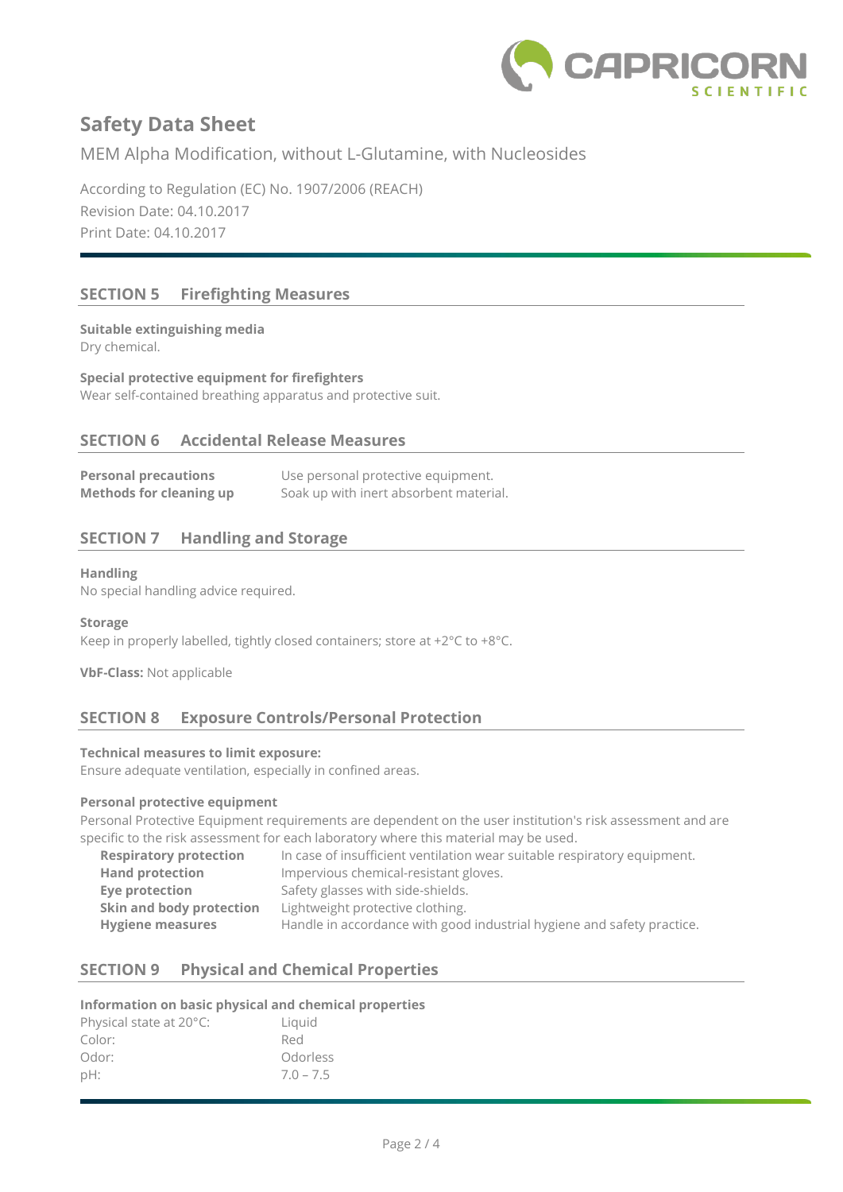# Safety Data Sheet

MEM Alpha Modification, without L-Glutamine, with Nucleosides

According to Regulation (EC) No. 1907/2006 (REACH)
Revision Date: 04.10.2017
Print Date: 04.10.2017

## SECTION 5 Firefighting Measures

**Suitable extinguishing media**
Dry chemical.

**Special protective equipment for firefighters**
Wear self-contained breathing apparatus and protective suit.

## SECTION 6 Accidental Release Measures

| | |
|---|---|
| **Personal precautions** | Use personal protective equipment. |
| **Methods for cleaning up** | Soak up with inert absorbent material. |

## SECTION 7 Handling and Storage

**Handling**
No special handling advice required.

**Storage**
Keep in properly labelled, tightly closed containers; store at +2°C to +8°C.

**VbF-Class:** Not applicable

## SECTION 8 Exposure Controls/Personal Protection

**Technical measures to limit exposure:**
Ensure adequate ventilation, especially in confined areas.

**Personal protective equipment**
Personal Protective Equipment requirements are dependent on the user institution's risk assessment and are specific to the risk assessment for each laboratory where this material may be used.

| | |
|---|---|
| **Respiratory protection** | In case of insufficient ventilation wear suitable respiratory equipment. |
| **Hand protection** | Impervious chemical-resistant gloves. |
| **Eye protection** | Safety glasses with side-shields. |
| **Skin and body protection** | Lightweight protective clothing. |
| **Hygiene measures** | Handle in accordance with good industrial hygiene and safety practice. |

## SECTION 9 Physical and Chemical Properties

**Information on basic physical and chemical properties**

| | |
|---|---|
| Physical state at 20°C: | Liquid |
| Color: | Red |
| Odor: | Odorless |
| pH: | 7.0 – 7.5 |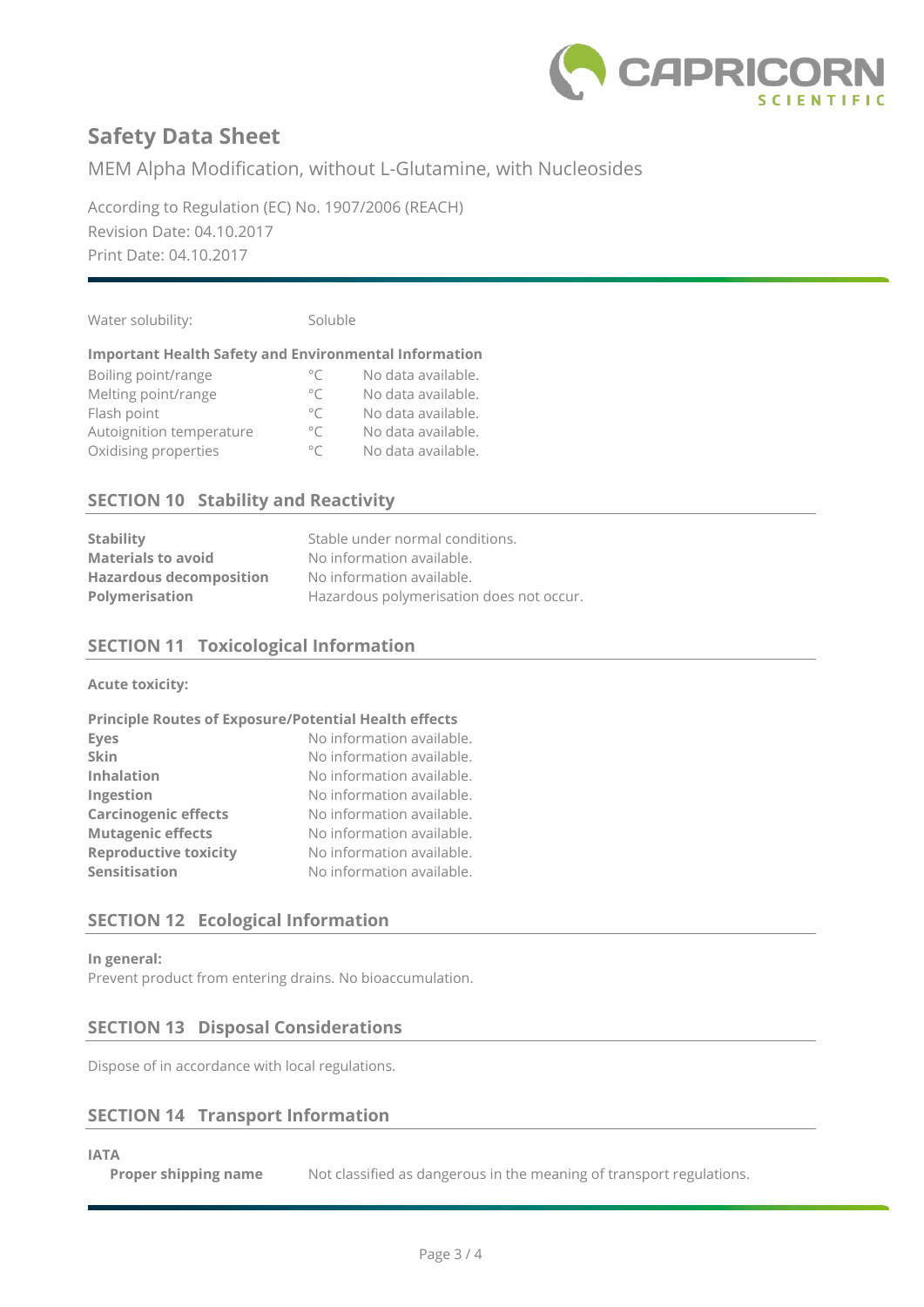Water solubility: Soluble

**Important Health Safety and Environmental Information**

| | | |
|---|---|---|
| Boiling point/range | °C | No data available. |
| Melting point/range | °C | No data available. |
| Flash point | °C | No data available. |
| Autoignition temperature | °C | No data available. |
| Oxidising properties | °C | No data available. |

## SECTION 10 Stability and Reactivity

| | |
|---|---|
| **Stability** | Stable under normal conditions. |
| **Materials to avoid** | No information available. |
| **Hazardous decomposition** | No information available. |
| **Polymerisation** | Hazardous polymerisation does not occur. |

## SECTION 11 Toxicological Information

**Acute toxicity:**

**Principle Routes of Exposure/Potential Health effects**

| | |
|---|---|
| **Eyes** | No information available. |
| **Skin** | No information available. |
| **Inhalation** | No information available. |
| **Ingestion** | No information available. |
| **Carcinogenic effects** | No information available. |
| **Mutagenic effects** | No information available. |
| **Reproductive toxicity** | No information available. |
| **Sensitisation** | No information available. |

## SECTION 12 Ecological Information

**In general:**

Prevent product from entering drains. No bioaccumulation.

## SECTION 13 Disposal Considerations

Dispose of in accordance with local regulations.

## SECTION 14 Transport Information

**IATA**

**Proper shipping name** Not classified as dangerous in the meaning of transport regulations.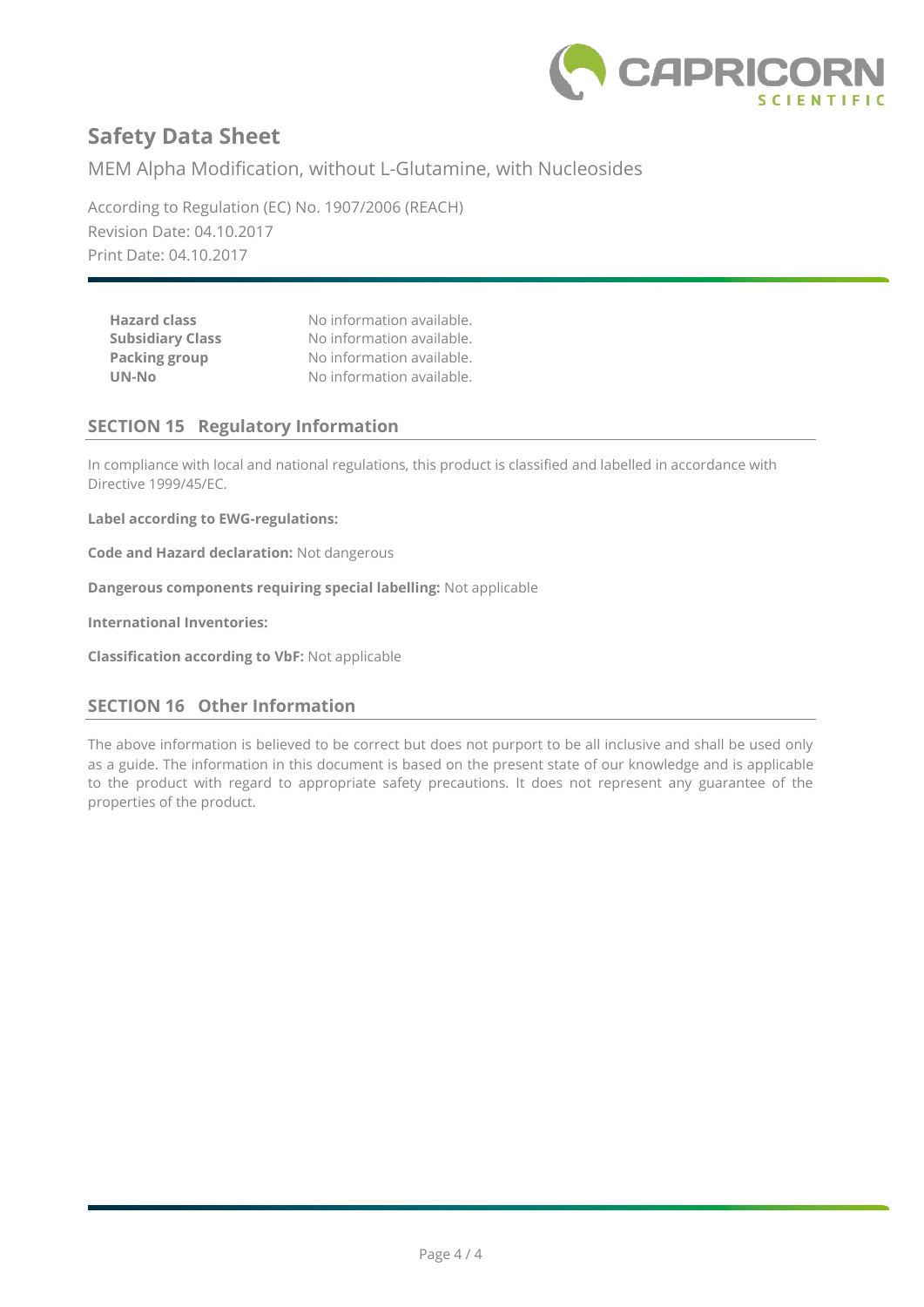| | |
|---|---|
| **Hazard class** | No information available. |
| **Subsidiary Class** | No information available. |
| **Packing group** | No information available. |
| **UN-No** | No information available. |

## SECTION 15 Regulatory Information

In compliance with local and national regulations, this product is classified and labelled in accordance with Directive 1999/45/EC.

**Label according to EWG-regulations:**

**Code and Hazard declaration:** Not dangerous

**Dangerous components requiring special labelling:** Not applicable

**International Inventories:**

**Classification according to VbF:** Not applicable

## SECTION 16 Other Information

The above information is believed to be correct but does not purport to be all inclusive and shall be used only as a guide. The information in this document is based on the present state of our knowledge and is applicable to the product with regard to appropriate safety precautions. It does not represent any guarantee of the properties of the product.